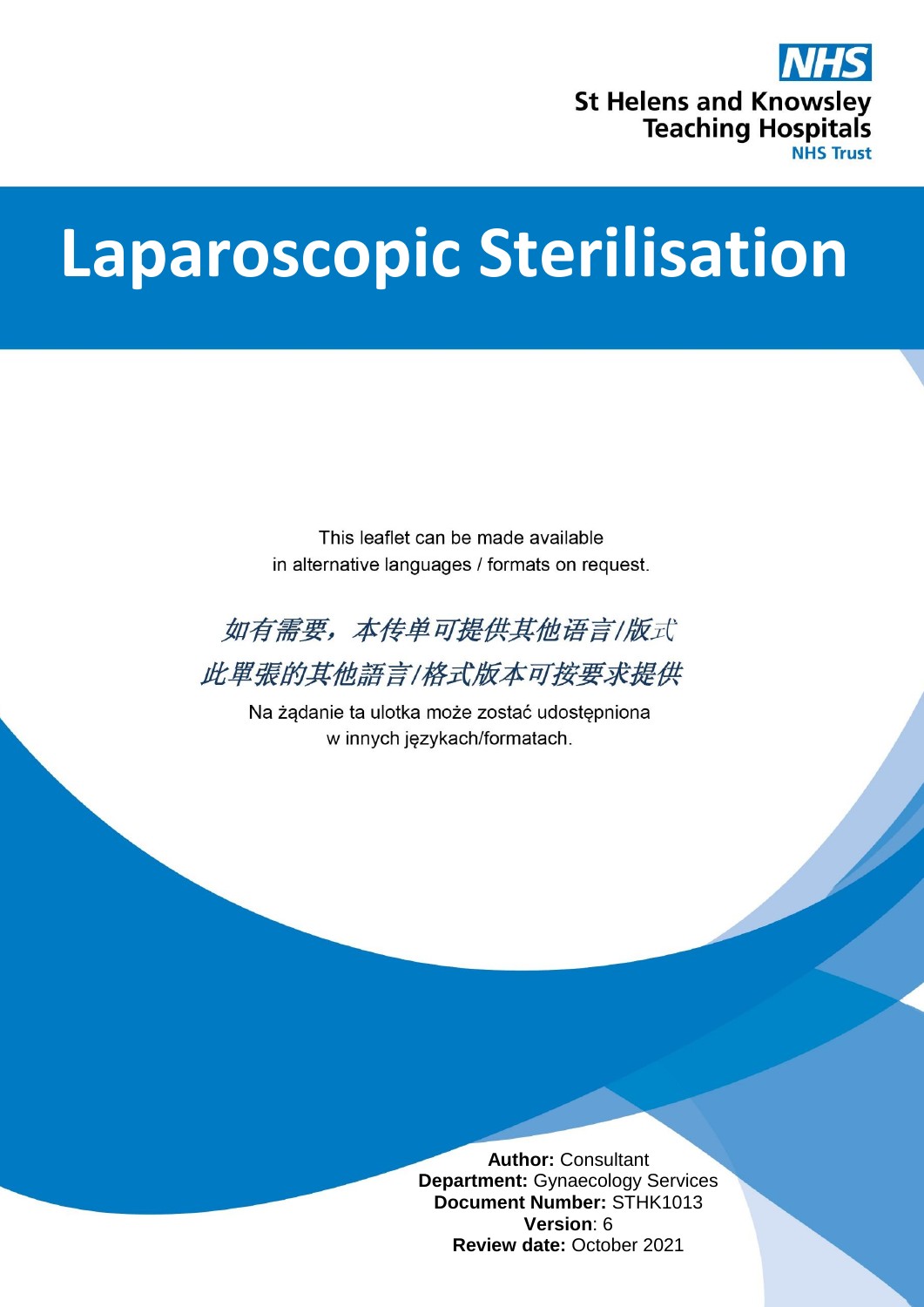St Helens and Knowsley Teaching Hospitals NHS Trust

# Laparoscopic Sterilisation

This leaflet can be made available in alternative languages / formats on request.

*如有需要，本传单可提供其他语言/版式*

*此單張的其他語言/格式版本可按要求提供*

Na żądanie ta ulotka może zostać udostępniona w innych językach/formatach.

**Author:** Consultant
**Department:** Gynaecology Services
**Document Number:** STHK1013
**Version**: 6
**Review date:** October 2021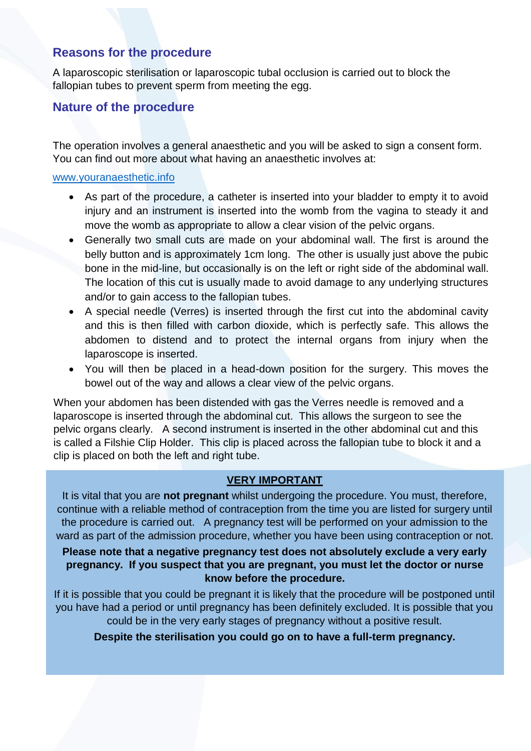## Reasons for the procedure

A laparoscopic sterilisation or laparoscopic tubal occlusion is carried out to block the fallopian tubes to prevent sperm from meeting the egg.

## Nature of the procedure

The operation involves a general anaesthetic and you will be asked to sign a consent form. You can find out more about what having an anaesthetic involves at:

www.youranaesthetic.info

- As part of the procedure, a catheter is inserted into your bladder to empty it to avoid injury and an instrument is inserted into the womb from the vagina to steady it and move the womb as appropriate to allow a clear vision of the pelvic organs.
- Generally two small cuts are made on your abdominal wall. The first is around the belly button and is approximately 1cm long. The other is usually just above the pubic bone in the mid-line, but occasionally is on the left or right side of the abdominal wall. The location of this cut is usually made to avoid damage to any underlying structures and/or to gain access to the fallopian tubes.
- A special needle (Verres) is inserted through the first cut into the abdominal cavity and this is then filled with carbon dioxide, which is perfectly safe. This allows the abdomen to distend and to protect the internal organs from injury when the laparoscope is inserted.
- You will then be placed in a head-down position for the surgery. This moves the bowel out of the way and allows a clear view of the pelvic organs.

When your abdomen has been distended with gas the Verres needle is removed and a laparoscope is inserted through the abdominal cut. This allows the surgeon to see the pelvic organs clearly. A second instrument is inserted in the other abdominal cut and this is called a Filshie Clip Holder. This clip is placed across the fallopian tube to block it and a clip is placed on both the left and right tube.

**VERY IMPORTANT**

It is vital that you are **not pregnant** whilst undergoing the procedure. You must, therefore, continue with a reliable method of contraception from the time you are listed for surgery until the procedure is carried out. A pregnancy test will be performed on your admission to the ward as part of the admission procedure, whether you have been using contraception or not.

**Please note that a negative pregnancy test does not absolutely exclude a very early pregnancy. If you suspect that you are pregnant, you must let the doctor or nurse know before the procedure.**

If it is possible that you could be pregnant it is likely that the procedure will be postponed until you have had a period or until pregnancy has been definitely excluded. It is possible that you could be in the very early stages of pregnancy without a positive result.

**Despite the sterilisation you could go on to have a full-term pregnancy.**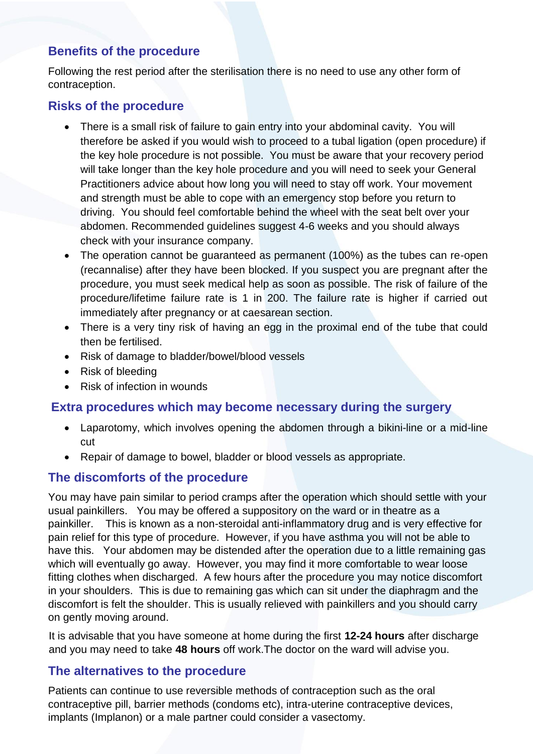## Benefits of the procedure

Following the rest period after the sterilisation there is no need to use any other form of contraception.

## Risks of the procedure

- There is a small risk of failure to gain entry into your abdominal cavity. You will therefore be asked if you would wish to proceed to a tubal ligation (open procedure) if the key hole procedure is not possible. You must be aware that your recovery period will take longer than the key hole procedure and you will need to seek your General Practitioners advice about how long you will need to stay off work. Your movement and strength must be able to cope with an emergency stop before you return to driving. You should feel comfortable behind the wheel with the seat belt over your abdomen. Recommended guidelines suggest 4-6 weeks and you should always check with your insurance company.
- The operation cannot be guaranteed as permanent (100%) as the tubes can re-open (recannalise) after they have been blocked. If you suspect you are pregnant after the procedure, you must seek medical help as soon as possible. The risk of failure of the procedure/lifetime failure rate is 1 in 200. The failure rate is higher if carried out immediately after pregnancy or at caesarean section.
- There is a very tiny risk of having an egg in the proximal end of the tube that could then be fertilised.
- Risk of damage to bladder/bowel/blood vessels
- Risk of bleeding
- Risk of infection in wounds

## Extra procedures which may become necessary during the surgery

- Laparotomy, which involves opening the abdomen through a bikini-line or a mid-line cut
- Repair of damage to bowel, bladder or blood vessels as appropriate.

## The discomforts of the procedure

You may have pain similar to period cramps after the operation which should settle with your usual painkillers. You may be offered a suppository on the ward or in theatre as a painkiller. This is known as a non-steroidal anti-inflammatory drug and is very effective for pain relief for this type of procedure. However, if you have asthma you will not be able to have this. Your abdomen may be distended after the operation due to a little remaining gas which will eventually go away. However, you may find it more comfortable to wear loose fitting clothes when discharged. A few hours after the procedure you may notice discomfort in your shoulders. This is due to remaining gas which can sit under the diaphragm and the discomfort is felt the shoulder. This is usually relieved with painkillers and you should carry on gently moving around.

It is advisable that you have someone at home during the first **12-24 hours** after discharge and you may need to take **48 hours** off work.The doctor on the ward will advise you.

## The alternatives to the procedure

Patients can continue to use reversible methods of contraception such as the oral contraceptive pill, barrier methods (condoms etc), intra-uterine contraceptive devices, implants (Implanon) or a male partner could consider a vasectomy.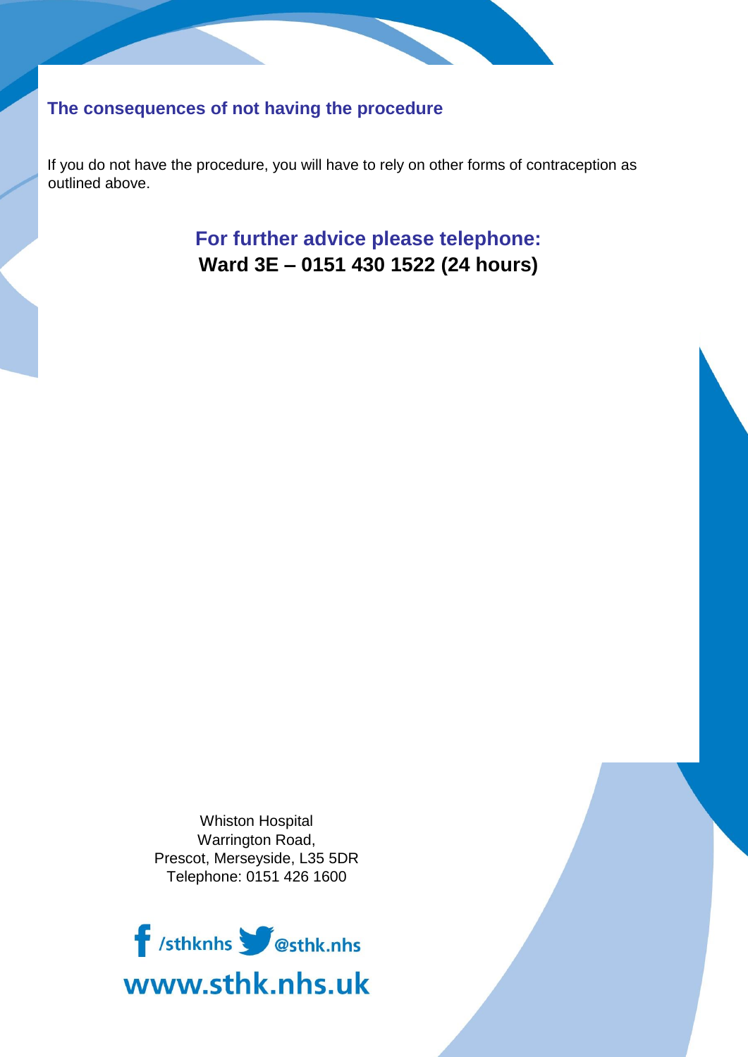## The consequences of not having the procedure

If you do not have the procedure, you will have to rely on other forms of contraception as outlined above.

**For further advice please telephone:**
**Ward 3E – 0151 430 1522 (24 hours)**

Whiston Hospital
Warrington Road,
Prescot, Merseyside, L35 5DR
Telephone: 0151 426 1600

/sthknhs @sthk.nhs

www.sthk.nhs.uk